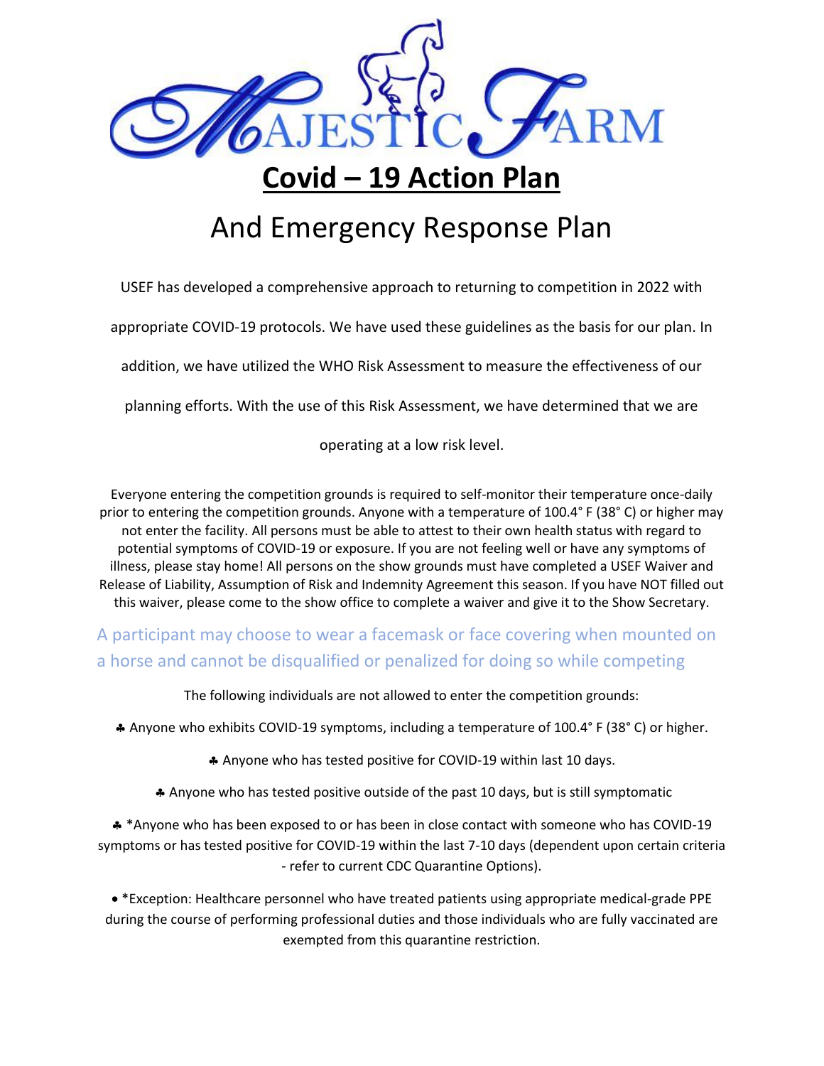# Majestic Farm

# Covid – 19 Action Plan

## And Emergency Response Plan

USEF has developed a comprehensive approach to returning to competition in 2022 with appropriate COVID-19 protocols. We have used these guidelines as the basis for our plan. In addition, we have utilized the WHO Risk Assessment to measure the effectiveness of our planning efforts. With the use of this Risk Assessment, we have determined that we are operating at a low risk level.

Everyone entering the competition grounds is required to self-monitor their temperature once-daily prior to entering the competition grounds. Anyone with a temperature of 100.4° F (38° C) or higher may not enter the facility. All persons must be able to attest to their own health status with regard to potential symptoms of COVID-19 or exposure. If you are not feeling well or have any symptoms of illness, please stay home! All persons on the show grounds must have completed a USEF Waiver and Release of Liability, Assumption of Risk and Indemnity Agreement this season. If you have NOT filled out this waiver, please come to the show office to complete a waiver and give it to the Show Secretary.

A participant may choose to wear a facemask or face covering when mounted on a horse and cannot be disqualified or penalized for doing so while competing

The following individuals are not allowed to enter the competition grounds:

♣ Anyone who exhibits COVID-19 symptoms, including a temperature of 100.4° F (38° C) or higher.

♣ Anyone who has tested positive for COVID-19 within last 10 days.

♣ Anyone who has tested positive outside of the past 10 days, but is still symptomatic

♣ *Anyone who has been exposed to or has been in close contact with someone who has COVID-19 symptoms or has tested positive for COVID-19 within the last 7-10 days (dependent upon certain criteria - refer to current CDC Quarantine Options).

- *Exception: Healthcare personnel who have treated patients using appropriate medical-grade PPE during the course of performing professional duties and those individuals who are fully vaccinated are exempted from this quarantine restriction.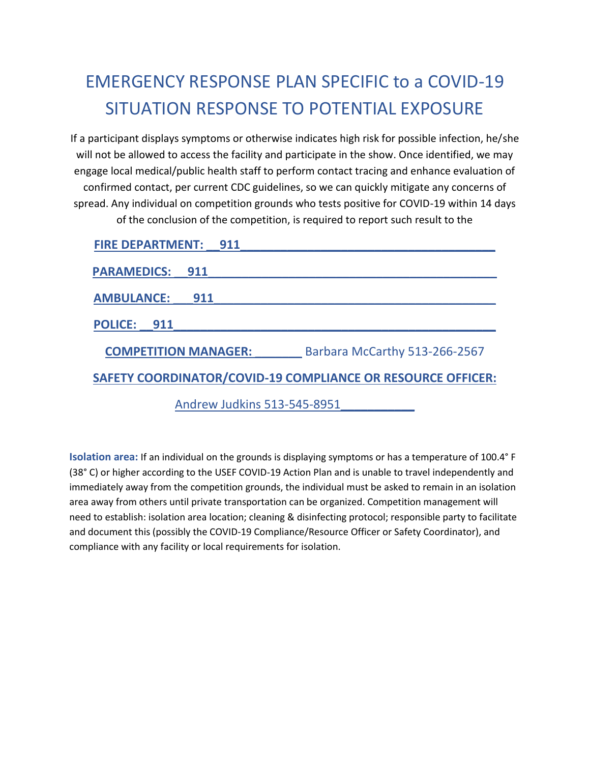# EMERGENCY RESPONSE PLAN SPECIFIC to a COVID-19 SITUATION RESPONSE TO POTENTIAL EXPOSURE

If a participant displays symptoms or otherwise indicates high risk for possible infection, he/she will not be allowed to access the facility and participate in the show. Once identified, we may engage local medical/public health staff to perform contact tracing and enhance evaluation of confirmed contact, per current CDC guidelines, so we can quickly mitigate any concerns of spread. Any individual on competition grounds who tests positive for COVID-19 within 14 days of the conclusion of the competition, is required to report such result to the

**FIRE DEPARTMENT: __911______________________________________**

**PARAMEDICS: __911___________________________________________**

**AMBULANCE: ___911__________________________________________**

**POLICE: __911_______________________________________________**

**COMPETITION MANAGER: _______** Barbara McCarthy 513-266-2567

**SAFETY COORDINATOR/COVID-19 COMPLIANCE OR RESOURCE OFFICER:**

Andrew Judkins 513-545-8951___________

**Isolation area:** If an individual on the grounds is displaying symptoms or has a temperature of 100.4° F (38° C) or higher according to the USEF COVID-19 Action Plan and is unable to travel independently and immediately away from the competition grounds, the individual must be asked to remain in an isolation area away from others until private transportation can be organized. Competition management will need to establish: isolation area location; cleaning & disinfecting protocol; responsible party to facilitate and document this (possibly the COVID-19 Compliance/Resource Officer or Safety Coordinator), and compliance with any facility or local requirements for isolation.